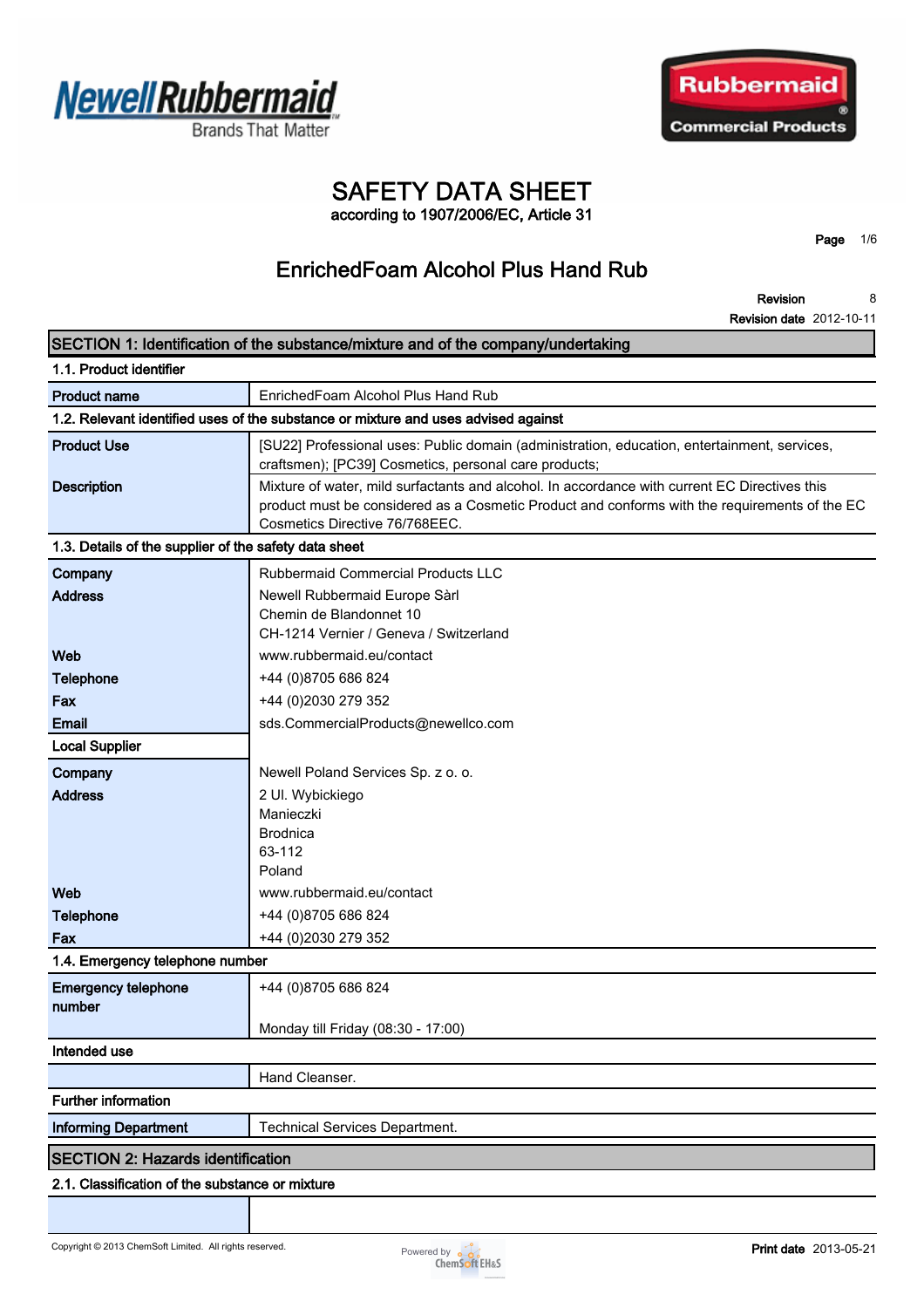# SAFETY DATA SHEET

according to 1907/2006/EC, Article 31

## EnrichedFoam Alcohol Plus Hand Rub

**Revision** 8
**Revision date** 2012-10-11

## SECTION 1: Identification of the substance/mixture and of the company/undertaking

### 1.1. Product identifier

| | |
|---|---|
| **Product name** | EnrichedFoam Alcohol Plus Hand Rub |

### 1.2. Relevant identified uses of the substance or mixture and uses advised against

| | |
|---|---|
| **Product Use** | [SU22] Professional uses: Public domain (administration, education, entertainment, services, craftsmen); [PC39] Cosmetics, personal care products; |
| **Description** | Mixture of water, mild surfactants and alcohol. In accordance with current EC Directives this product must be considered as a Cosmetic Product and conforms with the requirements of the EC Cosmetics Directive 76/768EEC. |

### 1.3. Details of the supplier of the safety data sheet

| | |
|---|---|
| **Company** | Rubbermaid Commercial Products LLC |
| **Address** | Newell Rubbermaid Europe Sàrl<br>Chemin de Blandonnet 10<br>CH-1214 Vernier / Geneva / Switzerland |
| **Web** | www.rubbermaid.eu/contact |
| **Telephone** | +44 (0)8705 686 824 |
| **Fax** | +44 (0)2030 279 352 |
| **Email** | sds.CommercialProducts@newellco.com |
| **Local Supplier** | |
| **Company** | Newell Poland Services Sp. z o. o. |
| **Address** | 2 Ul. Wybickiego<br>Manieczki<br>Brodnica<br>63-112<br>Poland |
| **Web** | www.rubbermaid.eu/contact |
| **Telephone** | +44 (0)8705 686 824 |
| **Fax** | +44 (0)2030 279 352 |

### 1.4. Emergency telephone number

| | |
|---|---|
| **Emergency telephone number** | +44 (0)8705 686 824<br><br>Monday till Friday (08:30 - 17:00) |

**Intended use**

| | |
|---|---|
| | Hand Cleanser. |

**Further information**

| | |
|---|---|
| **Informing Department** | Technical Services Department. |

## SECTION 2: Hazards identification

### 2.1. Classification of the substance or mixture

| | |
|---|---|
| | |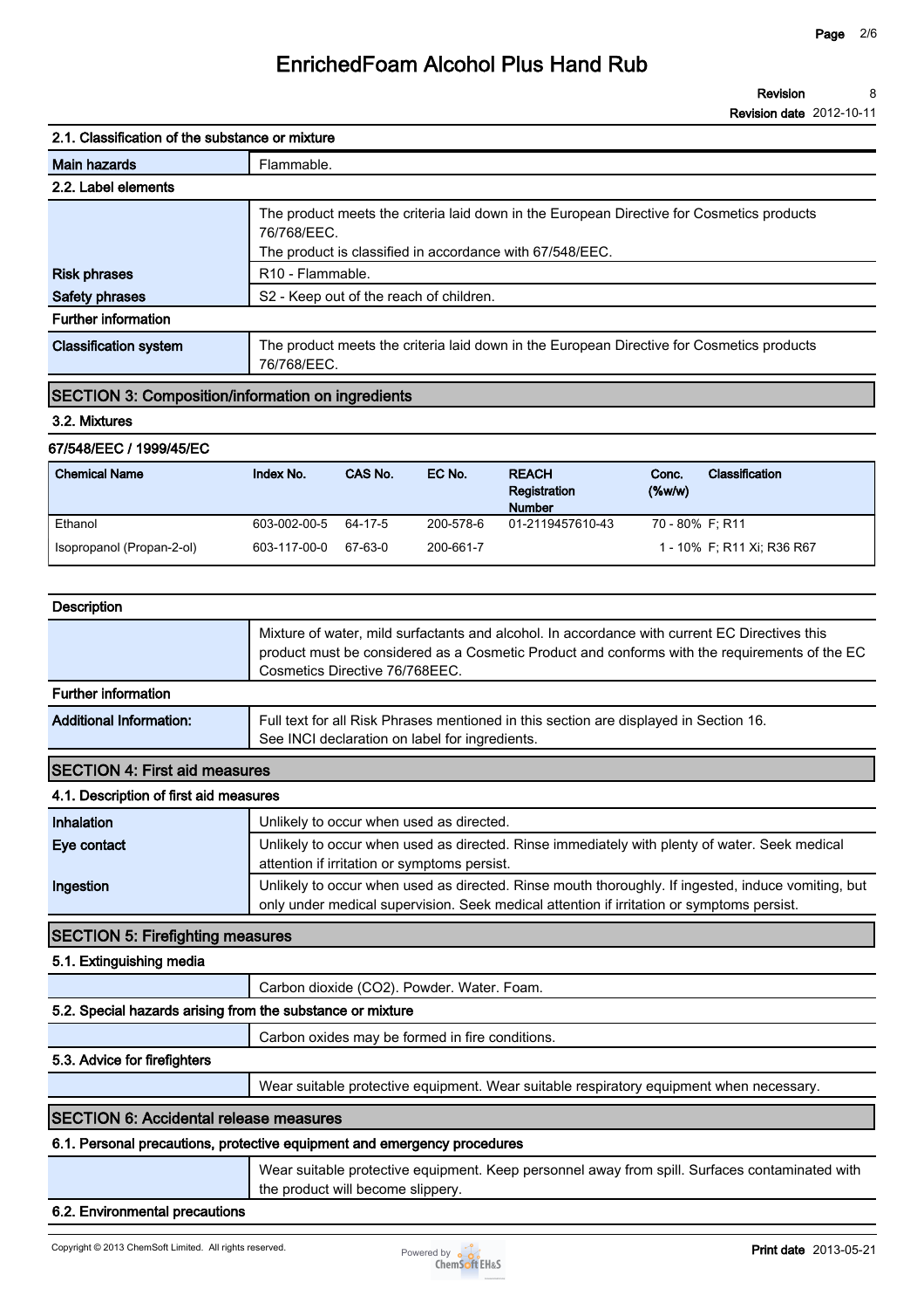### 2.1. Classification of the substance or mixture

| | |
|---|---|
| **Main hazards** | Flammable. |

### 2.2. Label elements

| | |
|---|---|
| | The product meets the criteria laid down in the European Directive for Cosmetics products 76/768/EEC. The product is classified in accordance with 67/548/EEC. |
| **Risk phrases** | R10 - Flammable. |
| **Safety phrases** | S2 - Keep out of the reach of children. |

### Further information

| | |
|---|---|
| **Classification system** | The product meets the criteria laid down in the European Directive for Cosmetics products 76/768/EEC. |

## SECTION 3: Composition/information on ingredients

### 3.2. Mixtures

**67/548/EEC / 1999/45/EC**

| Chemical Name | Index No. | CAS No. | EC No. | REACH Registration Number | Conc. (%w/w) | Classification |
|---|---|---|---|---|---|---|
| Ethanol | 603-002-00-5 | 64-17-5 | 200-578-6 | 01-2119457610-43 | 70 - 80% | F; R11 |
| Isopropanol (Propan-2-ol) | 603-117-00-0 | 67-63-0 | 200-661-7 | | 1 - 10% | F; R11 Xi; R36 R67 |

### Description

| | |
|---|---|
| | Mixture of water, mild surfactants and alcohol. In accordance with current EC Directives this product must be considered as a Cosmetic Product and conforms with the requirements of the EC Cosmetics Directive 76/768EEC. |

### Further information

| | |
|---|---|
| **Additional Information:** | Full text for all Risk Phrases mentioned in this section are displayed in Section 16. See INCI declaration on label for ingredients. |

## SECTION 4: First aid measures

### 4.1. Description of first aid measures

| | |
|---|---|
| **Inhalation** | Unlikely to occur when used as directed. |
| **Eye contact** | Unlikely to occur when used as directed. Rinse immediately with plenty of water. Seek medical attention if irritation or symptoms persist. |
| **Ingestion** | Unlikely to occur when used as directed. Rinse mouth thoroughly. If ingested, induce vomiting, but only under medical supervision. Seek medical attention if irritation or symptoms persist. |

## SECTION 5: Firefighting measures

### 5.1. Extinguishing media

Carbon dioxide ($CO_2$). Powder. Water. Foam.

### 5.2. Special hazards arising from the substance or mixture

Carbon oxides may be formed in fire conditions.

### 5.3. Advice for firefighters

Wear suitable protective equipment. Wear suitable respiratory equipment when necessary.

## SECTION 6: Accidental release measures

### 6.1. Personal precautions, protective equipment and emergency procedures

Wear suitable protective equipment. Keep personnel away from spill. Surfaces contaminated with the product will become slippery.

### 6.2. Environmental precautions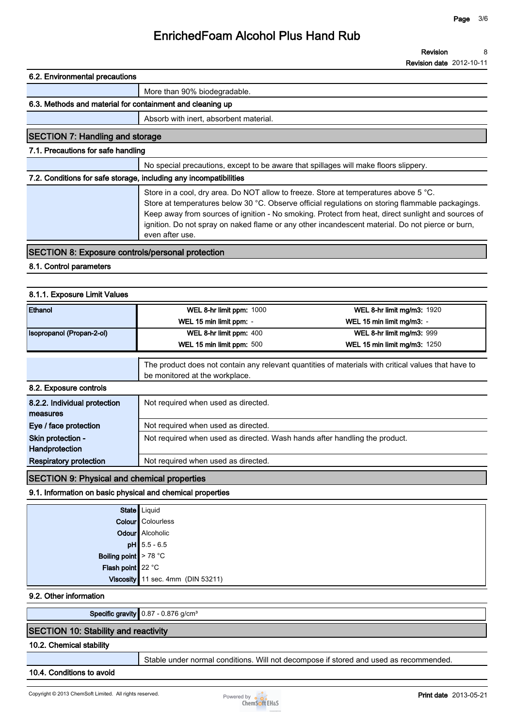# EnrichedFoam Alcohol Plus Hand Rub

**Revision** 8
**Revision date** 2012-10-11

### 6.2. Environmental precautions

More than 90% biodegradable.

### 6.3. Methods and material for containment and cleaning up

Absorb with inert, absorbent material.

## SECTION 7: Handling and storage

### 7.1. Precautions for safe handling

No special precautions, except to be aware that spillages will make floors slippery.

### 7.2. Conditions for safe storage, including any incompatibilities

Store in a cool, dry area. Do NOT allow to freeze. Store at temperatures above 5 °C. Store at temperatures below 30 °C. Observe official regulations on storing flammable packagings. Keep away from sources of ignition - No smoking. Protect from heat, direct sunlight and sources of ignition. Do not spray on naked flame or any other incandescent material. Do not pierce or burn, even after use.

## SECTION 8: Exposure controls/personal protection

### 8.1. Control parameters

#### 8.1.1. Exposure Limit Values

| Substance | | |
|---|---|---|
| Ethanol | WEL 8-hr limit ppm: 1000 | WEL 8-hr limit mg/m3: 1920 |
| | WEL 15 min limit ppm: - | WEL 15 min limit mg/m3: - |
| Isopropanol (Propan-2-ol) | WEL 8-hr limit ppm: 400 | WEL 8-hr limit mg/m3: 999 |
| | WEL 15 min limit ppm: 500 | WEL 15 min limit mg/m3: 1250 |

The product does not contain any relevant quantities of materials with critical values that have to be monitored at the workplace.

### 8.2. Exposure controls

| | |
|---|---|
| **8.2.2. Individual protection measures** | Not required when used as directed. |
| **Eye / face protection** | Not required when used as directed. |
| **Skin protection - Handprotection** | Not required when used as directed. Wash hands after handling the product. |
| **Respiratory protection** | Not required when used as directed. |

## SECTION 9: Physical and chemical properties

### 9.1. Information on basic physical and chemical properties

| | |
|---|---|
| **State** | Liquid |
| **Colour** | Colourless |
| **Odour** | Alcoholic |
| **pH** | 5.5 - 6.5 |
| **Boiling point** | > 78 °C |
| **Flash point** | 22 °C |
| **Viscosity** | 11 sec. 4mm (DIN 53211) |

### 9.2. Other information

| | |
|---|---|
| **Specific gravity** | 0.87 - 0.876 g/cm³ |

## SECTION 10: Stability and reactivity

### 10.2. Chemical stability

Stable under normal conditions. Will not decompose if stored and used as recommended.

### 10.4. Conditions to avoid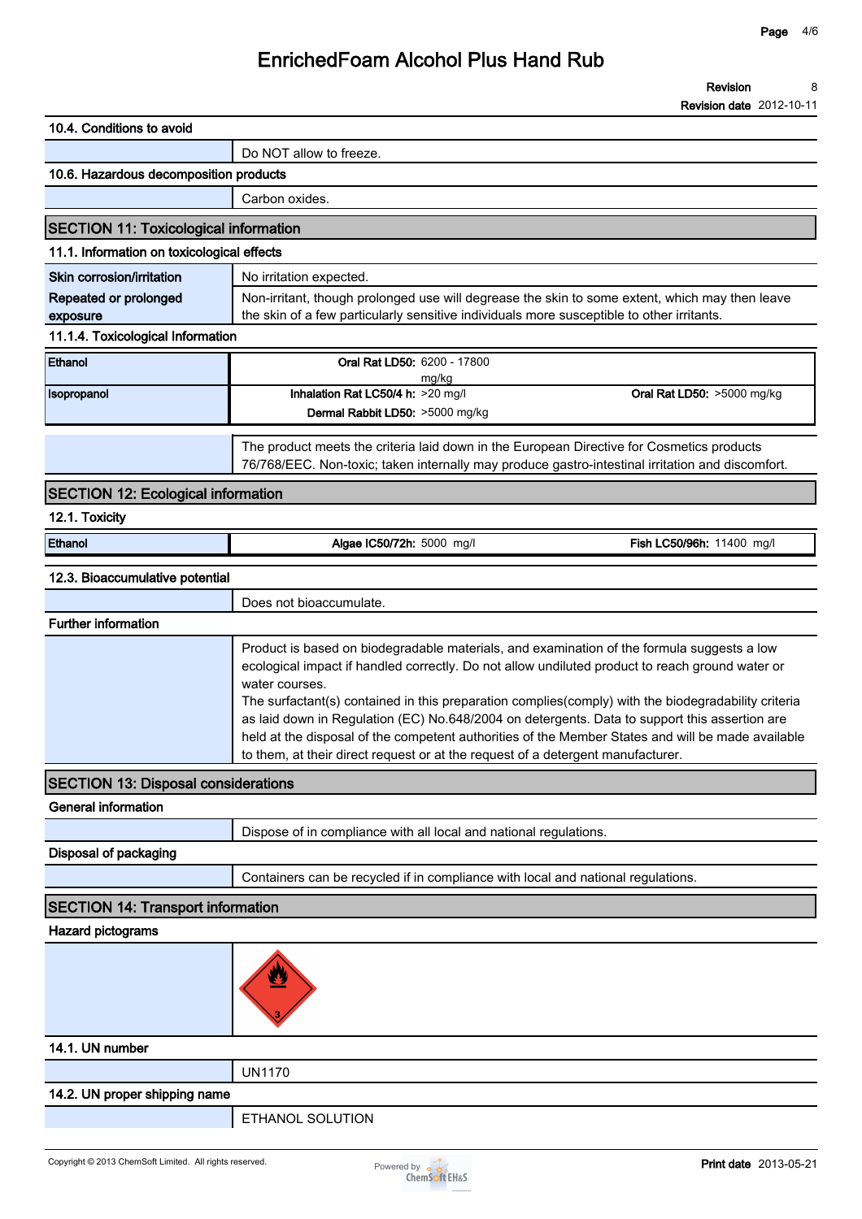### 10.4. Conditions to avoid

Do NOT allow to freeze.

### 10.6. Hazardous decomposition products

Carbon oxides.

## SECTION 11: Toxicological information

### 11.1. Information on toxicological effects

| | |
|---|---|
| **Skin corrosion/irritation** | No irritation expected. |
| **Repeated or prolonged exposure** | Non-irritant, though prolonged use will degrease the skin to some extent, which may then leave the skin of a few particularly sensitive individuals more susceptible to other irritants. |

### 11.1.4. Toxicological Information

| | | |
|---|---|---|
| **Ethanol** | **Oral Rat LD50:** 6200 - 17800 mg/kg | |
| **Isopropanol** | **Inhalation Rat LC50/4 h:** >20 mg/l<br>**Dermal Rabbit LD50:** >5000 mg/kg | **Oral Rat LD50:** >5000 mg/kg |

The product meets the criteria laid down in the European Directive for Cosmetics products 76/768/EEC. Non-toxic; taken internally may produce gastro-intestinal irritation and discomfort.

## SECTION 12: Ecological information

### 12.1. Toxicity

| | | |
|---|---|---|
| **Ethanol** | **Algae IC50/72h:** 5000 mg/l | **Fish LC50/96h:** 11400 mg/l |

### 12.3. Bioaccumulative potential

Does not bioaccumulate.

### Further information

Product is based on biodegradable materials, and examination of the formula suggests a low ecological impact if handled correctly. Do not allow undiluted product to reach ground water or water courses.
The surfactant(s) contained in this preparation complies(comply) with the biodegradability criteria as laid down in Regulation (EC) No.648/2004 on detergents. Data to support this assertion are held at the disposal of the competent authorities of the Member States and will be made available to them, at their direct request or at the request of a detergent manufacturer.

## SECTION 13: Disposal considerations

### General information

Dispose of in compliance with all local and national regulations.

### Disposal of packaging

Containers can be recycled if in compliance with local and national regulations.

## SECTION 14: Transport information

### Hazard pictograms

### 14.1. UN number

UN1170

### 14.2. UN proper shipping name

ETHANOL SOLUTION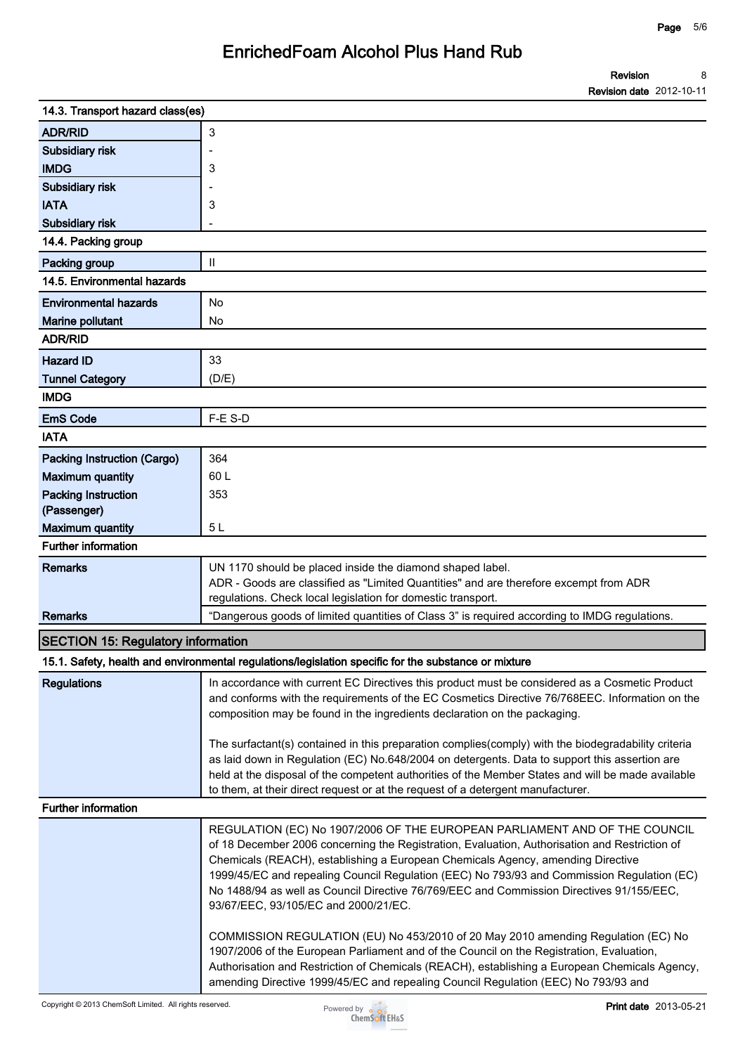### 14.3. Transport hazard class(es)

| | |
|---|---|
| **ADR/RID** | 3 |
| **Subsidiary risk** | - |
| **IMDG** | 3 |
| **Subsidiary risk** | - |
| **IATA** | 3 |
| **Subsidiary risk** | - |

### 14.4. Packing group

| | |
|---|---|
| **Packing group** | II |

### 14.5. Environmental hazards

| | |
|---|---|
| **Environmental hazards** | No |
| **Marine pollutant** | No |

### ADR/RID

| | |
|---|---|
| **Hazard ID** | 33 |
| **Tunnel Category** | (D/E) |

### IMDG

| | |
|---|---|
| **EmS Code** | F-E S-D |

### IATA

| | |
|---|---|
| **Packing Instruction (Cargo)** | 364 |
| **Maximum quantity** | 60 L |
| **Packing Instruction (Passenger)** | 353 |
| **Maximum quantity** | 5 L |

### Further information

| | |
|---|---|
| **Remarks** | UN 1170 should be placed inside the diamond shaped label. ADR - Goods are classified as "Limited Quantities" and are therefore exempt from ADR regulations. Check local legislation for domestic transport. |
| **Remarks** | "Dangerous goods of limited quantities of Class 3" is required according to IMDG regulations. |

## SECTION 15: Regulatory information

### 15.1. Safety, health and environmental regulations/legislation specific for the substance or mixture

**Regulations**

In accordance with current EC Directives this product must be considered as a Cosmetic Product and conforms with the requirements of the EC Cosmetics Directive 76/768EEC. Information on the composition may be found in the ingredients declaration on the packaging.

The surfactant(s) contained in this preparation complies(comply) with the biodegradability criteria as laid down in Regulation (EC) No.648/2004 on detergents. Data to support this assertion are held at the disposal of the competent authorities of the Member States and will be made available to them, at their direct request or at the request of a detergent manufacturer.

### Further information

REGULATION (EC) No 1907/2006 OF THE EUROPEAN PARLIAMENT AND OF THE COUNCIL of 18 December 2006 concerning the Registration, Evaluation, Authorisation and Restriction of Chemicals (REACH), establishing a European Chemicals Agency, amending Directive 1999/45/EC and repealing Council Regulation (EEC) No 793/93 and Commission Regulation (EC) No 1488/94 as well as Council Directive 76/769/EEC and Commission Directives 91/155/EEC, 93/67/EEC, 93/105/EC and 2000/21/EC.

COMMISSION REGULATION (EU) No 453/2010 of 20 May 2010 amending Regulation (EC) No 1907/2006 of the European Parliament and of the Council on the Registration, Evaluation, Authorisation and Restriction of Chemicals (REACH), establishing a European Chemicals Agency, amending Directive 1999/45/EC and repealing Council Regulation (EEC) No 793/93 and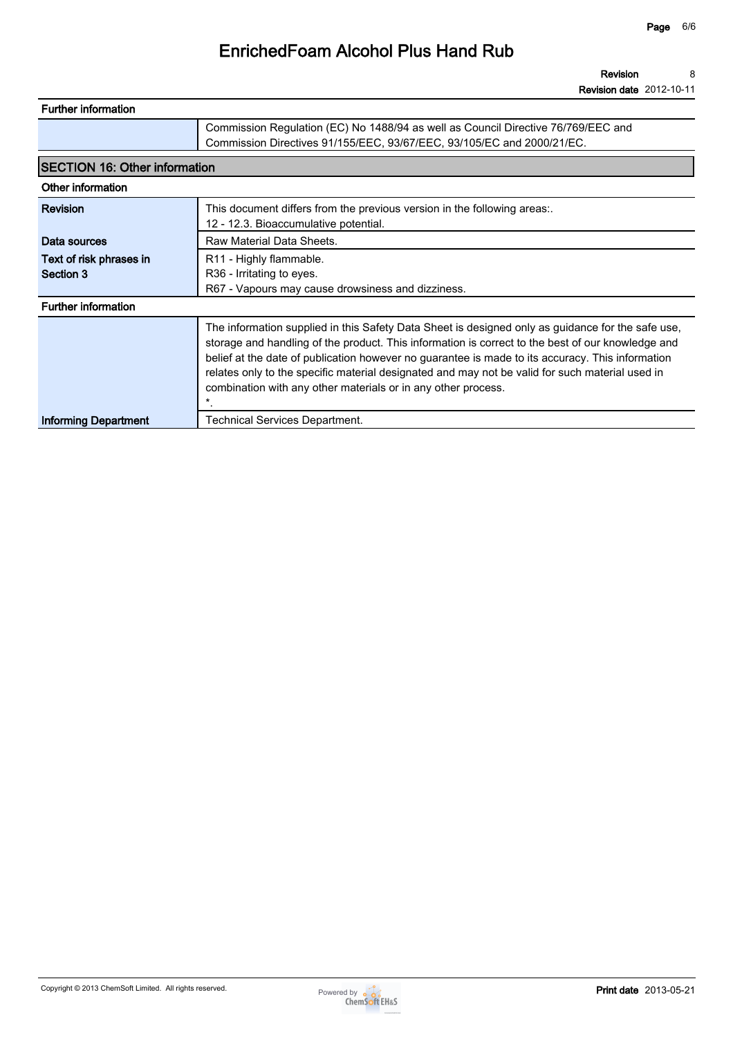# EnrichedFoam Alcohol Plus Hand Rub

**Revision** 8
**Revision date** 2012-10-11

**Further information**

| | |
|---|---|
| | Commission Regulation (EC) No 1488/94 as well as Council Directive 76/769/EEC and Commission Directives 91/155/EEC, 93/67/EEC, 93/105/EC and 2000/21/EC. |

## SECTION 16: Other information

**Other information**

| | |
|---|---|
| **Revision** | This document differs from the previous version in the following areas:.<br>12 - 12.3. Bioaccumulative potential. |
| **Data sources** | Raw Material Data Sheets. |
| **Text of risk phrases in Section 3** | R11 - Highly flammable.<br>R36 - Irritating to eyes.<br>R67 - Vapours may cause drowsiness and dizziness. |

**Further information**

| | |
|---|---|
| | The information supplied in this Safety Data Sheet is designed only as guidance for the safe use, storage and handling of the product. This information is correct to the best of our knowledge and belief at the date of publication however no guarantee is made to its accuracy. This information relates only to the specific material designated and may not be valid for such material used in combination with any other materials or in any other process.<br>*. |
| **Informing Department** | Technical Services Department. |

Copyright © 2013 ChemSoft Limited. All rights reserved.

**Print date** 2013-05-21